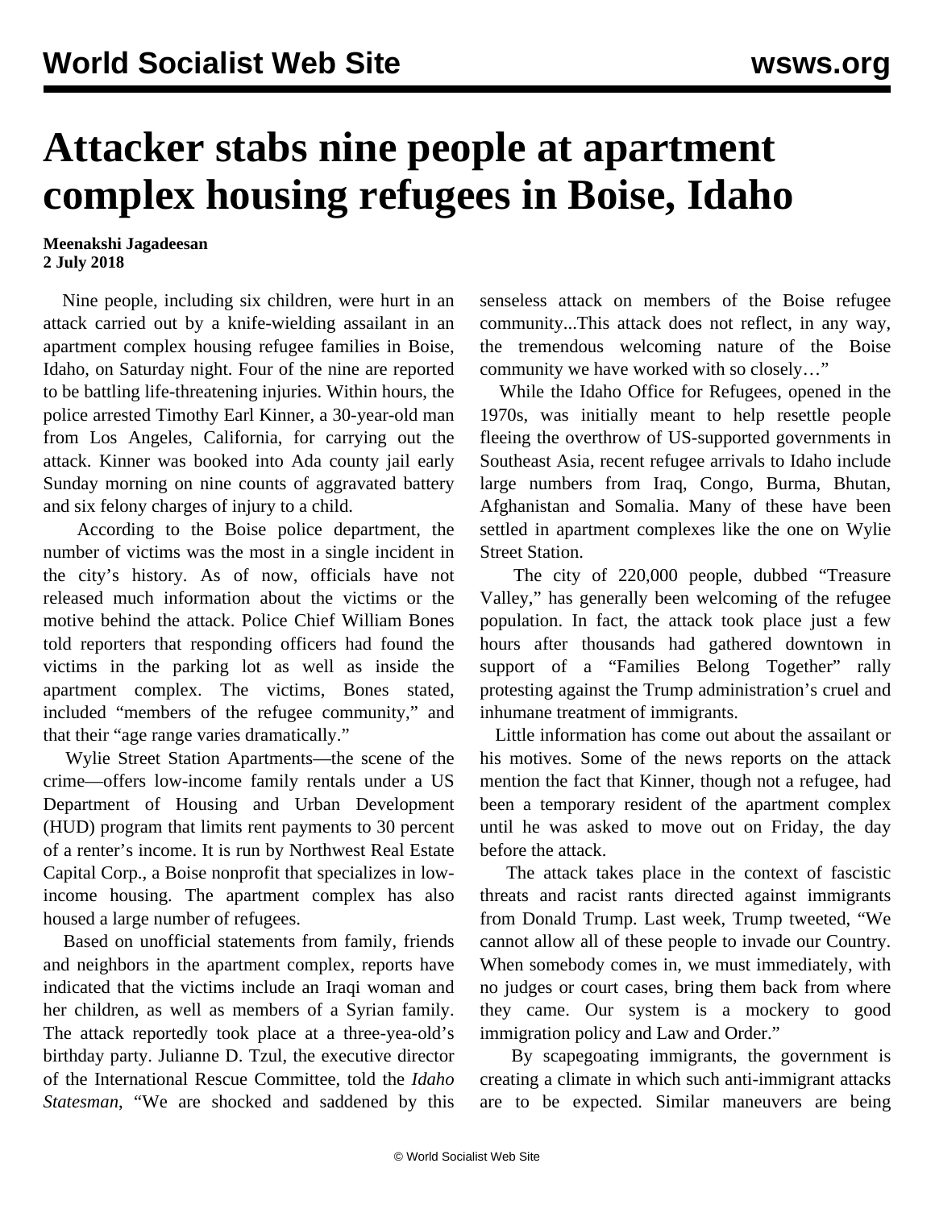# Attacker stabs nine people at apartment complex housing refugees in Boise, Idaho

**Meenakshi Jagadeesan**
**2 July 2018**

Nine people, including six children, were hurt in an attack carried out by a knife-wielding assailant in an apartment complex housing refugee families in Boise, Idaho, on Saturday night. Four of the nine are reported to be battling life-threatening injuries. Within hours, the police arrested Timothy Earl Kinner, a 30-year-old man from Los Angeles, California, for carrying out the attack. Kinner was booked into Ada county jail early Sunday morning on nine counts of aggravated battery and six felony charges of injury to a child.

According to the Boise police department, the number of victims was the most in a single incident in the city's history. As of now, officials have not released much information about the victims or the motive behind the attack. Police Chief William Bones told reporters that responding officers had found the victims in the parking lot as well as inside the apartment complex. The victims, Bones stated, included "members of the refugee community," and that their "age range varies dramatically."

Wylie Street Station Apartments—the scene of the crime—offers low-income family rentals under a US Department of Housing and Urban Development (HUD) program that limits rent payments to 30 percent of a renter's income. It is run by Northwest Real Estate Capital Corp., a Boise nonprofit that specializes in low-income housing. The apartment complex has also housed a large number of refugees.

Based on unofficial statements from family, friends and neighbors in the apartment complex, reports have indicated that the victims include an Iraqi woman and her children, as well as members of a Syrian family. The attack reportedly took place at a three-yea-old's birthday party. Julianne D. Tzul, the executive director of the International Rescue Committee, told the *Idaho Statesman*, "We are shocked and saddened by this senseless attack on members of the Boise refugee community...This attack does not reflect, in any way, the tremendous welcoming nature of the Boise community we have worked with so closely…"

While the Idaho Office for Refugees, opened in the 1970s, was initially meant to help resettle people fleeing the overthrow of US-supported governments in Southeast Asia, recent refugee arrivals to Idaho include large numbers from Iraq, Congo, Burma, Bhutan, Afghanistan and Somalia. Many of these have been settled in apartment complexes like the one on Wylie Street Station.

The city of 220,000 people, dubbed "Treasure Valley," has generally been welcoming of the refugee population. In fact, the attack took place just a few hours after thousands had gathered downtown in support of a "Families Belong Together" rally protesting against the Trump administration's cruel and inhumane treatment of immigrants.

Little information has come out about the assailant or his motives. Some of the news reports on the attack mention the fact that Kinner, though not a refugee, had been a temporary resident of the apartment complex until he was asked to move out on Friday, the day before the attack.

The attack takes place in the context of fascistic threats and racist rants directed against immigrants from Donald Trump. Last week, Trump tweeted, "We cannot allow all of these people to invade our Country. When somebody comes in, we must immediately, with no judges or court cases, bring them back from where they came. Our system is a mockery to good immigration policy and Law and Order."

By scapegoating immigrants, the government is creating a climate in which such anti-immigrant attacks are to be expected. Similar maneuvers are being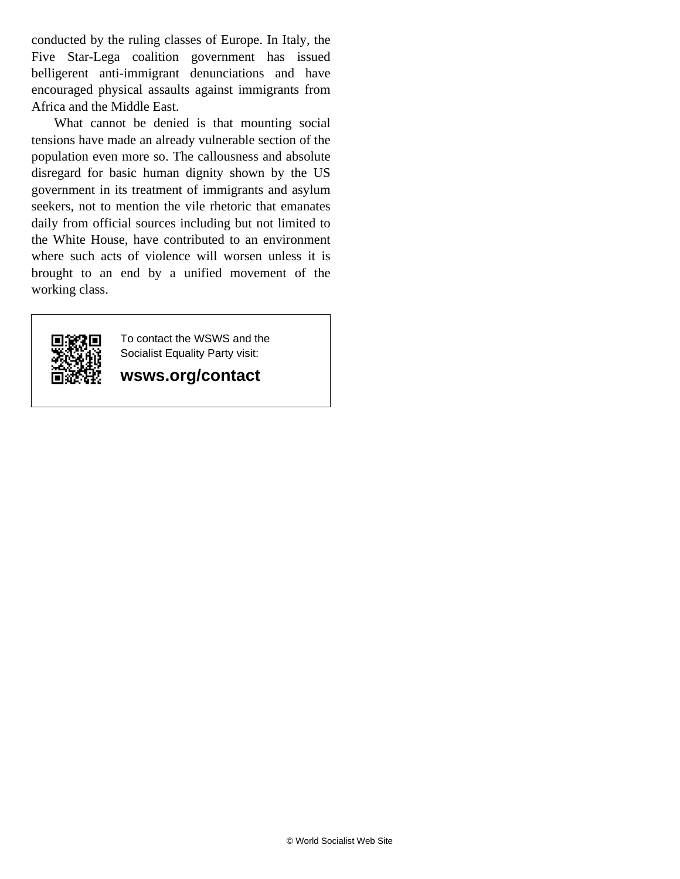conducted by the ruling classes of Europe. In Italy, the Five Star-Lega coalition government has issued belligerent anti-immigrant denunciations and have encouraged physical assaults against immigrants from Africa and the Middle East.

What cannot be denied is that mounting social tensions have made an already vulnerable section of the population even more so. The callousness and absolute disregard for basic human dignity shown by the US government in its treatment of immigrants and asylum seekers, not to mention the vile rhetoric that emanates daily from official sources including but not limited to the White House, have contributed to an environment where such acts of violence will worsen unless it is brought to an end by a unified movement of the working class.

To contact the WSWS and the Socialist Equality Party visit:

**wsws.org/contact**